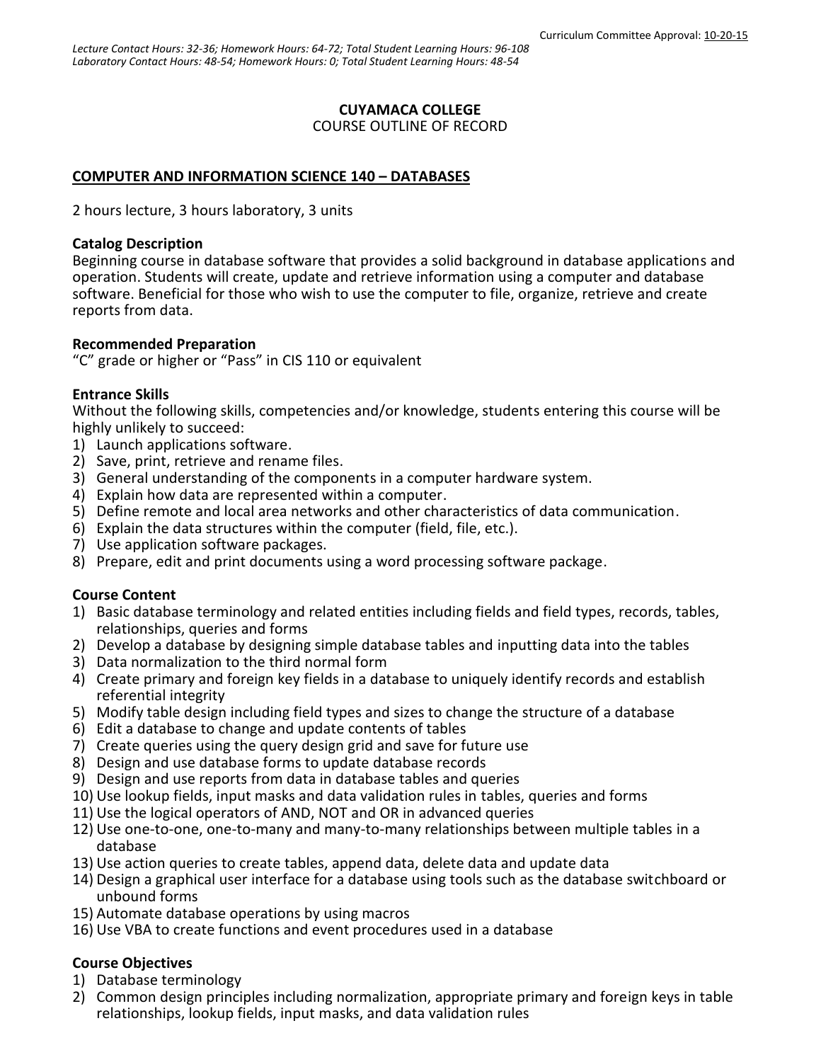Curriculum Committee Approval: 10-20-15

*Lecture Contact Hours: 32-36; Homework Hours: 64-72; Total Student Learning Hours: 96-108*
*Laboratory Contact Hours: 48-54; Homework Hours: 0; Total Student Learning Hours: 48-54*

**CUYAMACA COLLEGE**
COURSE OUTLINE OF RECORD

**COMPUTER AND INFORMATION SCIENCE 140 – DATABASES**

2 hours lecture, 3 hours laboratory, 3 units

**Catalog Description**
Beginning course in database software that provides a solid background in database applications and operation. Students will create, update and retrieve information using a computer and database software. Beneficial for those who wish to use the computer to file, organize, retrieve and create reports from data.

**Recommended Preparation**
"C" grade or higher or "Pass" in CIS 110 or equivalent

**Entrance Skills**
Without the following skills, competencies and/or knowledge, students entering this course will be highly unlikely to succeed:

1) Launch applications software.
2) Save, print, retrieve and rename files.
3) General understanding of the components in a computer hardware system.
4) Explain how data are represented within a computer.
5) Define remote and local area networks and other characteristics of data communication.
6) Explain the data structures within the computer (field, file, etc.).
7) Use application software packages.
8) Prepare, edit and print documents using a word processing software package.

**Course Content**

1) Basic database terminology and related entities including fields and field types, records, tables, relationships, queries and forms
2) Develop a database by designing simple database tables and inputting data into the tables
3) Data normalization to the third normal form
4) Create primary and foreign key fields in a database to uniquely identify records and establish referential integrity
5) Modify table design including field types and sizes to change the structure of a database
6) Edit a database to change and update contents of tables
7) Create queries using the query design grid and save for future use
8) Design and use database forms to update database records
9) Design and use reports from data in database tables and queries
10) Use lookup fields, input masks and data validation rules in tables, queries and forms
11) Use the logical operators of AND, NOT and OR in advanced queries
12) Use one-to-one, one-to-many and many-to-many relationships between multiple tables in a database
13) Use action queries to create tables, append data, delete data and update data
14) Design a graphical user interface for a database using tools such as the database switchboard or unbound forms
15) Automate database operations by using macros
16) Use VBA to create functions and event procedures used in a database

**Course Objectives**

1) Database terminology
2) Common design principles including normalization, appropriate primary and foreign keys in table relationships, lookup fields, input masks, and data validation rules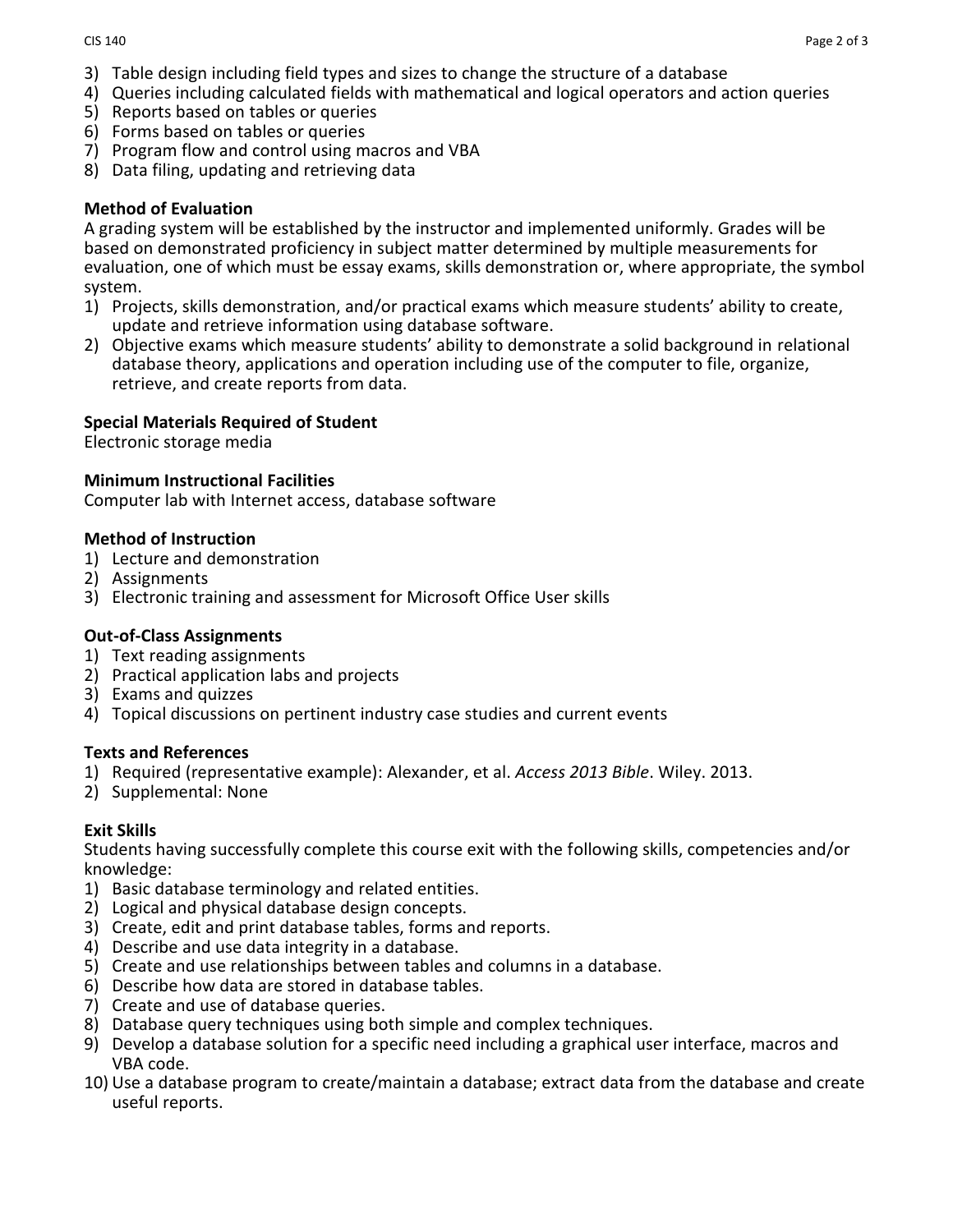3) Table design including field types and sizes to change the structure of a database
4) Queries including calculated fields with mathematical and logical operators and action queries
5) Reports based on tables or queries
6) Forms based on tables or queries
7) Program flow and control using macros and VBA
8) Data filing, updating and retrieving data

**Method of Evaluation**

A grading system will be established by the instructor and implemented uniformly. Grades will be based on demonstrated proficiency in subject matter determined by multiple measurements for evaluation, one of which must be essay exams, skills demonstration or, where appropriate, the symbol system.

1) Projects, skills demonstration, and/or practical exams which measure students' ability to create, update and retrieve information using database software.
2) Objective exams which measure students' ability to demonstrate a solid background in relational database theory, applications and operation including use of the computer to file, organize, retrieve, and create reports from data.

**Special Materials Required of Student**

Electronic storage media

**Minimum Instructional Facilities**

Computer lab with Internet access, database software

**Method of Instruction**

1) Lecture and demonstration
2) Assignments
3) Electronic training and assessment for Microsoft Office User skills

**Out-of-Class Assignments**

1) Text reading assignments
2) Practical application labs and projects
3) Exams and quizzes
4) Topical discussions on pertinent industry case studies and current events

**Texts and References**

1) Required (representative example): Alexander, et al. *Access 2013 Bible*. Wiley. 2013.
2) Supplemental: None

**Exit Skills**

Students having successfully complete this course exit with the following skills, competencies and/or knowledge:

1) Basic database terminology and related entities.
2) Logical and physical database design concepts.
3) Create, edit and print database tables, forms and reports.
4) Describe and use data integrity in a database.
5) Create and use relationships between tables and columns in a database.
6) Describe how data are stored in database tables.
7) Create and use of database queries.
8) Database query techniques using both simple and complex techniques.
9) Develop a database solution for a specific need including a graphical user interface, macros and VBA code.
10) Use a database program to create/maintain a database; extract data from the database and create useful reports.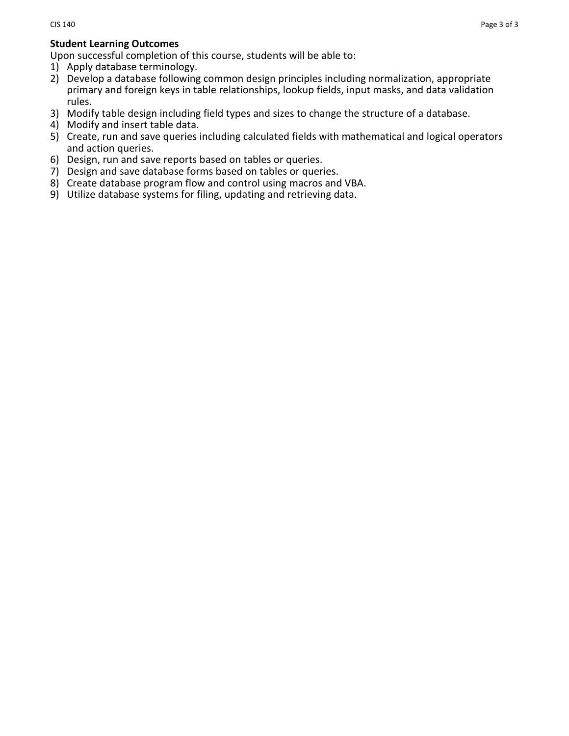**Student Learning Outcomes**

Upon successful completion of this course, students will be able to:

1) Apply database terminology.
2) Develop a database following common design principles including normalization, appropriate primary and foreign keys in table relationships, lookup fields, input masks, and data validation rules.
3) Modify table design including field types and sizes to change the structure of a database.
4) Modify and insert table data.
5) Create, run and save queries including calculated fields with mathematical and logical operators and action queries.
6) Design, run and save reports based on tables or queries.
7) Design and save database forms based on tables or queries.
8) Create database program flow and control using macros and VBA.
9) Utilize database systems for filing, updating and retrieving data.